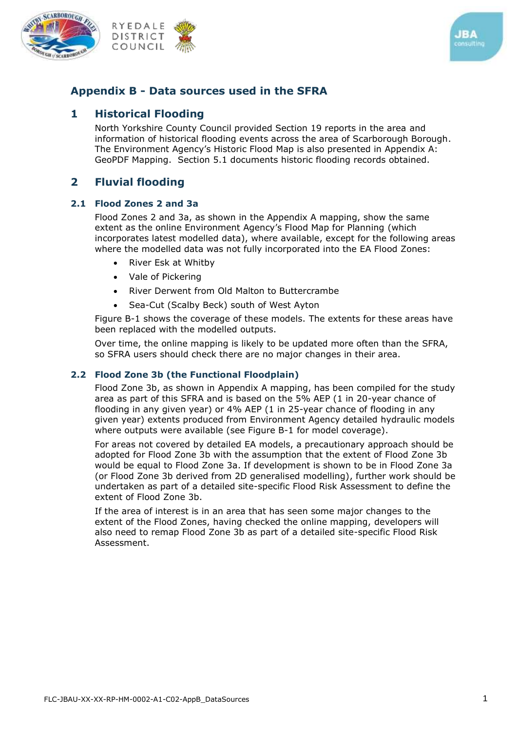# Appendix B - Data sources used in the SFRA

## 1 Historical Flooding

North Yorkshire County Council provided Section 19 reports in the area and information of historical flooding events across the area of Scarborough Borough. The Environment Agency's Historic Flood Map is also presented in Appendix A: GeoPDF Mapping. Section 5.1 documents historic flooding records obtained.

## 2 Fluvial flooding

### 2.1 Flood Zones 2 and 3a

Flood Zones 2 and 3a, as shown in the Appendix A mapping, show the same extent as the online Environment Agency's Flood Map for Planning (which incorporates latest modelled data), where available, except for the following areas where the modelled data was not fully incorporated into the EA Flood Zones:

- River Esk at Whitby
- Vale of Pickering
- River Derwent from Old Malton to Buttercrambe
- Sea-Cut (Scalby Beck) south of West Ayton

Figure B-1 shows the coverage of these models. The extents for these areas have been replaced with the modelled outputs.

Over time, the online mapping is likely to be updated more often than the SFRA, so SFRA users should check there are no major changes in their area.

### 2.2 Flood Zone 3b (the Functional Floodplain)

Flood Zone 3b, as shown in Appendix A mapping, has been compiled for the study area as part of this SFRA and is based on the 5% AEP (1 in 20-year chance of flooding in any given year) or 4% AEP (1 in 25-year chance of flooding in any given year) extents produced from Environment Agency detailed hydraulic models where outputs were available (see Figure B-1 for model coverage).

For areas not covered by detailed EA models, a precautionary approach should be adopted for Flood Zone 3b with the assumption that the extent of Flood Zone 3b would be equal to Flood Zone 3a. If development is shown to be in Flood Zone 3a (or Flood Zone 3b derived from 2D generalised modelling), further work should be undertaken as part of a detailed site-specific Flood Risk Assessment to define the extent of Flood Zone 3b.

If the area of interest is in an area that has seen some major changes to the extent of the Flood Zones, having checked the online mapping, developers will also need to remap Flood Zone 3b as part of a detailed site-specific Flood Risk Assessment.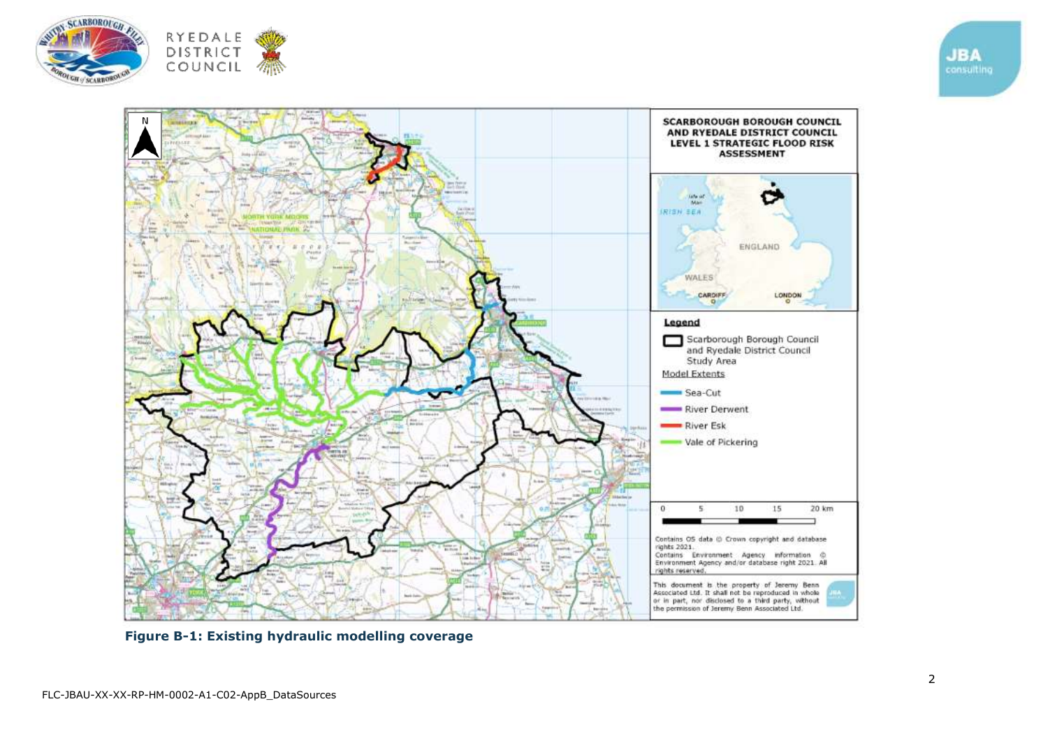**SCARBOROUGH BOROUGH COUNCIL AND RYEDALE DISTRICT COUNCIL LEVEL 1 STRATEGIC FLOOD RISK ASSESSMENT**

**Legend**

- Scarborough Borough Council and Ryedale District Council Study Area

Model Extents

- Sea-Cut
- River Derwent
- River Esk
- Vale of Pickering

0 5 10 15 20 km

Contains OS data © Crown copyright and database rights 2021.
Contains Environment Agency information © Environment Agency and/or database right 2021. All rights reserved.

This document is the property of Jeremy Benn Associated Ltd. It shall not be reproduced in whole or in part, nor disclosed to a third party, without the permission of Jeremy Benn Associated Ltd.

**Figure B-1: Existing hydraulic modelling coverage**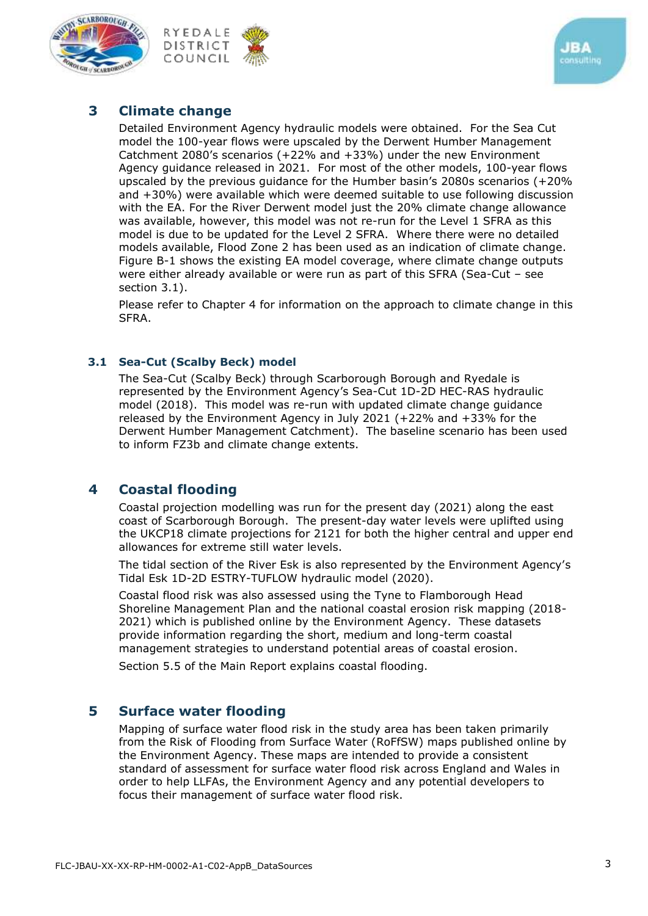# 3 Climate change

Detailed Environment Agency hydraulic models were obtained. For the Sea Cut model the 100-year flows were upscaled by the Derwent Humber Management Catchment 2080's scenarios (+22% and +33%) under the new Environment Agency guidance released in 2021. For most of the other models, 100-year flows upscaled by the previous guidance for the Humber basin's 2080s scenarios (+20% and +30%) were available which were deemed suitable to use following discussion with the EA. For the River Derwent model just the 20% climate change allowance was available, however, this model was not re-run for the Level 1 SFRA as this model is due to be updated for the Level 2 SFRA. Where there were no detailed models available, Flood Zone 2 has been used as an indication of climate change. Figure B-1 shows the existing EA model coverage, where climate change outputs were either already available or were run as part of this SFRA (Sea-Cut – see section 3.1).

Please refer to Chapter 4 for information on the approach to climate change in this SFRA.

## 3.1 Sea-Cut (Scalby Beck) model

The Sea-Cut (Scalby Beck) through Scarborough Borough and Ryedale is represented by the Environment Agency's Sea-Cut 1D-2D HEC-RAS hydraulic model (2018). This model was re-run with updated climate change guidance released by the Environment Agency in July 2021 (+22% and +33% for the Derwent Humber Management Catchment). The baseline scenario has been used to inform FZ3b and climate change extents.

# 4 Coastal flooding

Coastal projection modelling was run for the present day (2021) along the east coast of Scarborough Borough. The present-day water levels were uplifted using the UKCP18 climate projections for 2121 for both the higher central and upper end allowances for extreme still water levels.

The tidal section of the River Esk is also represented by the Environment Agency's Tidal Esk 1D-2D ESTRY-TUFLOW hydraulic model (2020).

Coastal flood risk was also assessed using the Tyne to Flamborough Head Shoreline Management Plan and the national coastal erosion risk mapping (2018-2021) which is published online by the Environment Agency. These datasets provide information regarding the short, medium and long-term coastal management strategies to understand potential areas of coastal erosion.

Section 5.5 of the Main Report explains coastal flooding.

# 5 Surface water flooding

Mapping of surface water flood risk in the study area has been taken primarily from the Risk of Flooding from Surface Water (RoFfSW) maps published online by the Environment Agency. These maps are intended to provide a consistent standard of assessment for surface water flood risk across England and Wales in order to help LLFAs, the Environment Agency and any potential developers to focus their management of surface water flood risk.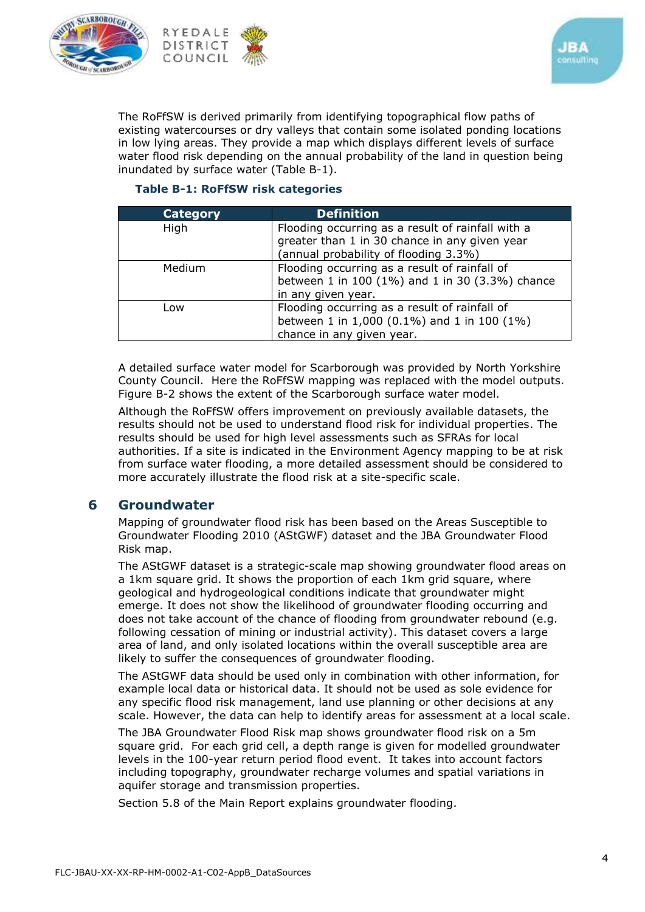The RoFfSW is derived primarily from identifying topographical flow paths of existing watercourses or dry valleys that contain some isolated ponding locations in low lying areas. They provide a map which displays different levels of surface water flood risk depending on the annual probability of the land in question being inundated by surface water (Table B-1).

**Table B-1: RoFfSW risk categories**

| Category | Definition |
|---|---|
| High | Flooding occurring as a result of rainfall with a greater than 1 in 30 chance in any given year (annual probability of flooding 3.3%) |
| Medium | Flooding occurring as a result of rainfall of between 1 in 100 (1%) and 1 in 30 (3.3%) chance in any given year. |
| Low | Flooding occurring as a result of rainfall of between 1 in 1,000 (0.1%) and 1 in 100 (1%) chance in any given year. |

A detailed surface water model for Scarborough was provided by North Yorkshire County Council. Here the RoFfSW mapping was replaced with the model outputs. Figure B-2 shows the extent of the Scarborough surface water model.

Although the RoFfSW offers improvement on previously available datasets, the results should not be used to understand flood risk for individual properties. The results should be used for high level assessments such as SFRAs for local authorities. If a site is indicated in the Environment Agency mapping to be at risk from surface water flooding, a more detailed assessment should be considered to more accurately illustrate the flood risk at a site-specific scale.

## 6 Groundwater

Mapping of groundwater flood risk has been based on the Areas Susceptible to Groundwater Flooding 2010 (AStGWF) dataset and the JBA Groundwater Flood Risk map.

The AStGWF dataset is a strategic-scale map showing groundwater flood areas on a 1km square grid. It shows the proportion of each 1km grid square, where geological and hydrogeological conditions indicate that groundwater might emerge. It does not show the likelihood of groundwater flooding occurring and does not take account of the chance of flooding from groundwater rebound (e.g. following cessation of mining or industrial activity). This dataset covers a large area of land, and only isolated locations within the overall susceptible area are likely to suffer the consequences of groundwater flooding.

The AStGWF data should be used only in combination with other information, for example local data or historical data. It should not be used as sole evidence for any specific flood risk management, land use planning or other decisions at any scale. However, the data can help to identify areas for assessment at a local scale.

The JBA Groundwater Flood Risk map shows groundwater flood risk on a 5m square grid. For each grid cell, a depth range is given for modelled groundwater levels in the 100-year return period flood event. It takes into account factors including topography, groundwater recharge volumes and spatial variations in aquifer storage and transmission properties.

Section 5.8 of the Main Report explains groundwater flooding.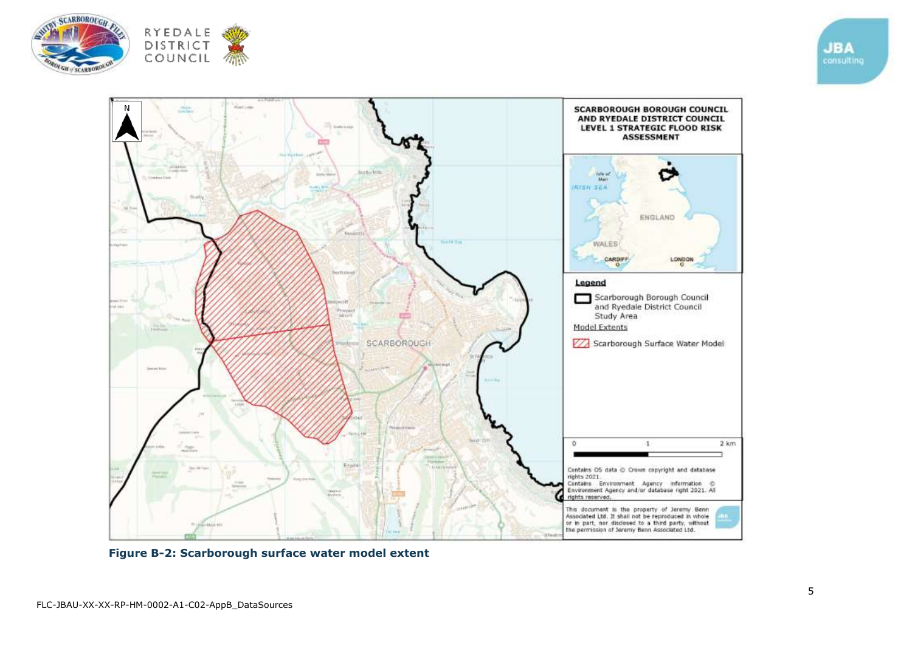SCARBOROUGH BOROUGH COUNCIL AND RYEDALE DISTRICT COUNCIL LEVEL 1 STRATEGIC FLOOD RISK ASSESSMENT

Legend

Scarborough Borough Council and Ryedale District Council Study Area

Model Extents

Scarborough Surface Water Model

0 1 2 km

Contains OS data © Crown copyright and database rights 2021.
Contains Environment Agency information © Environment Agency and/or database right 2021. All rights reserved.

This document is the property of Jeremy Benn Associated Ltd. It shall not be reproduced in whole or in part, nor disclosed to a third party, without the permission of Jeremy Benn Associated Ltd.

**Figure B-2: Scarborough surface water model extent**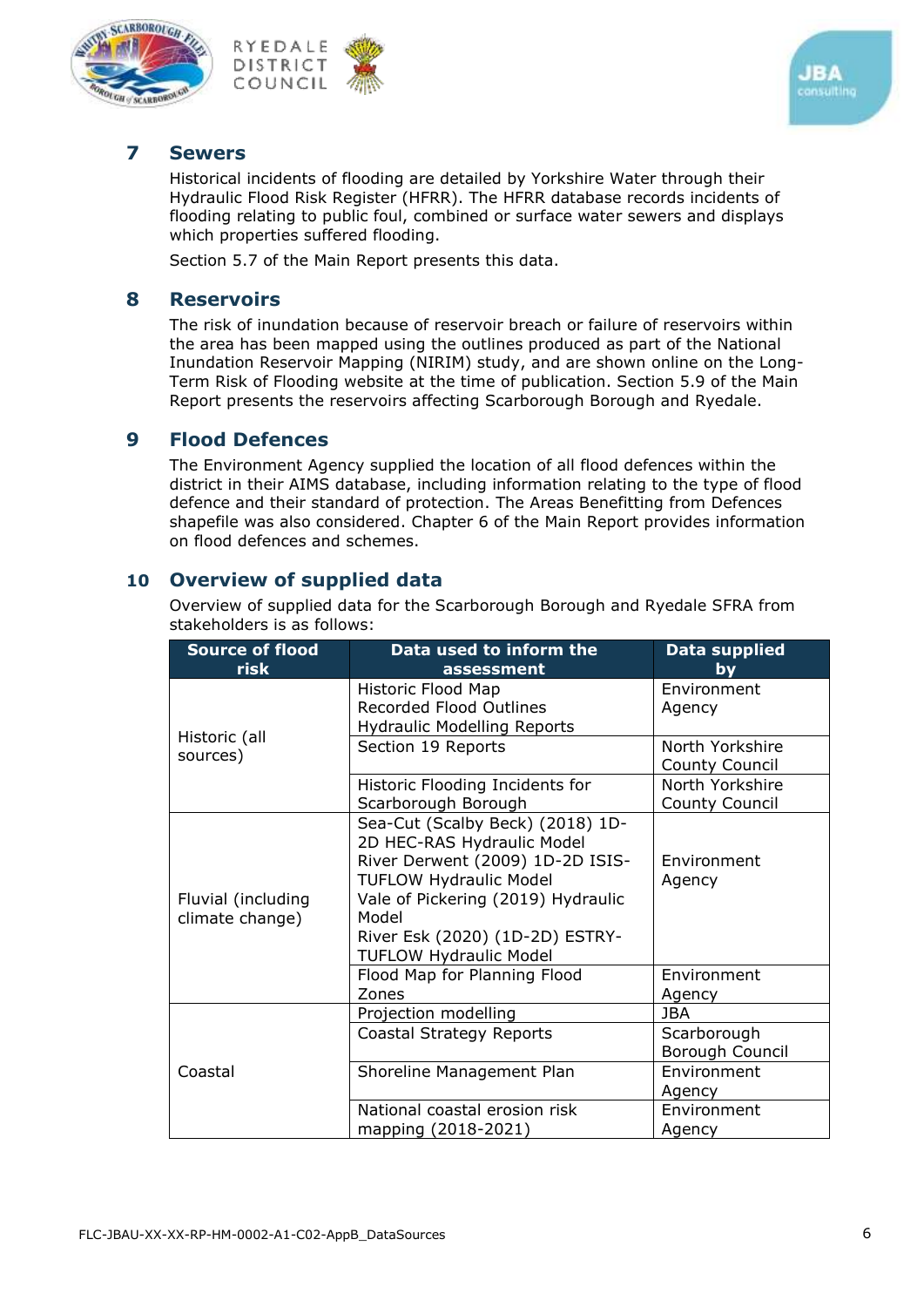## 7 Sewers

Historical incidents of flooding are detailed by Yorkshire Water through their Hydraulic Flood Risk Register (HFRR). The HFRR database records incidents of flooding relating to public foul, combined or surface water sewers and displays which properties suffered flooding.

Section 5.7 of the Main Report presents this data.

## 8 Reservoirs

The risk of inundation because of reservoir breach or failure of reservoirs within the area has been mapped using the outlines produced as part of the National Inundation Reservoir Mapping (NIRIM) study, and are shown online on the Long-Term Risk of Flooding website at the time of publication. Section 5.9 of the Main Report presents the reservoirs affecting Scarborough Borough and Ryedale.

## 9 Flood Defences

The Environment Agency supplied the location of all flood defences within the district in their AIMS database, including information relating to the type of flood defence and their standard of protection. The Areas Benefitting from Defences shapefile was also considered. Chapter 6 of the Main Report provides information on flood defences and schemes.

## 10 Overview of supplied data

Overview of supplied data for the Scarborough Borough and Ryedale SFRA from stakeholders is as follows:

| Source of flood risk | Data used to inform the assessment | Data supplied by |
|---|---|---|
| Historic (all sources) | Historic Flood Map<br>Recorded Flood Outlines<br>Hydraulic Modelling Reports | Environment Agency |
| | Section 19 Reports | North Yorkshire County Council |
| | Historic Flooding Incidents for Scarborough Borough | North Yorkshire County Council |
| Fluvial (including climate change) | Sea-Cut (Scalby Beck) (2018) 1D-2D HEC-RAS Hydraulic Model<br>River Derwent (2009) 1D-2D ISIS-TUFLOW Hydraulic Model<br>Vale of Pickering (2019) Hydraulic Model<br>River Esk (2020) (1D-2D) ESTRY-TUFLOW Hydraulic Model | Environment Agency |
| | Flood Map for Planning Flood Zones | Environment Agency |
| Coastal | Projection modelling | JBA |
| | Coastal Strategy Reports | Scarborough Borough Council |
| | Shoreline Management Plan | Environment Agency |
| | National coastal erosion risk mapping (2018-2021) | Environment Agency |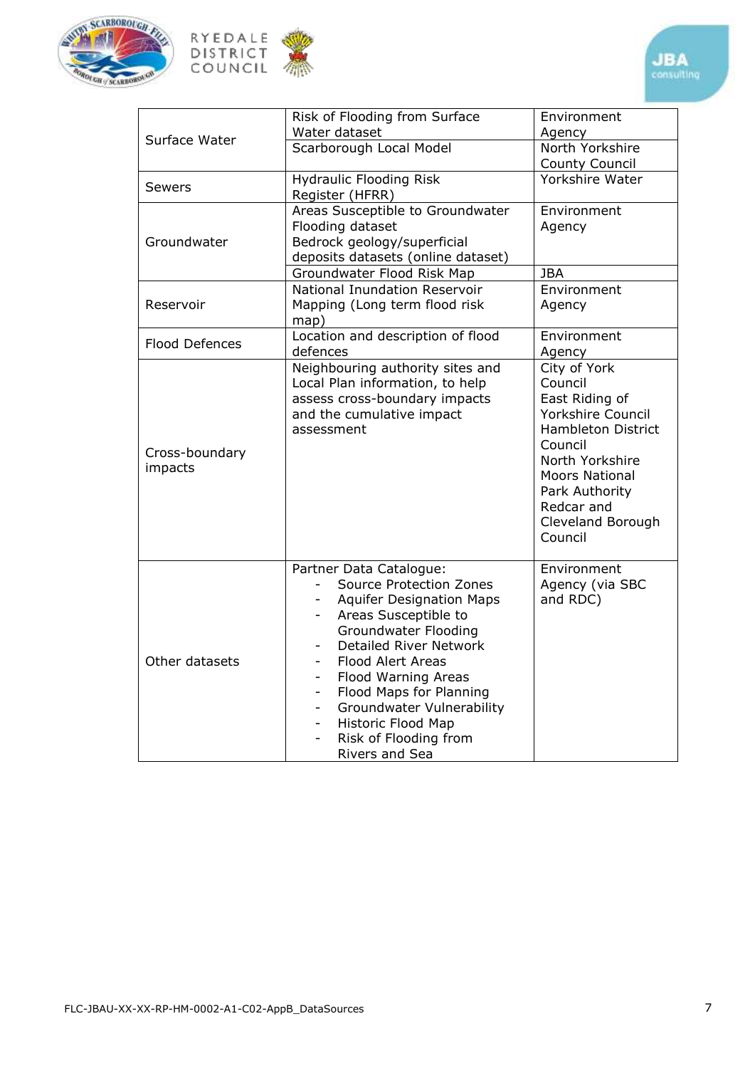| | | |
|---|---|---|
| Surface Water | Risk of Flooding from Surface Water dataset | Environment Agency |
| | Scarborough Local Model | North Yorkshire County Council |
| Sewers | Hydraulic Flooding Risk Register (HFRR) | Yorkshire Water |
| Groundwater | Areas Susceptible to Groundwater Flooding dataset<br>Bedrock geology/superficial deposits datasets (online dataset) | Environment Agency |
| | Groundwater Flood Risk Map | JBA |
| Reservoir | National Inundation Reservoir Mapping (Long term flood risk map) | Environment Agency |
| Flood Defences | Location and description of flood defences | Environment Agency |
| Cross-boundary impacts | Neighbouring authority sites and Local Plan information, to help assess cross-boundary impacts and the cumulative impact assessment | City of York Council<br>East Riding of Yorkshire Council<br>Hambleton District Council<br>North Yorkshire Moors National Park Authority<br>Redcar and Cleveland Borough Council |
| Other datasets | Partner Data Catalogue:<br>- Source Protection Zones<br>- Aquifer Designation Maps<br>- Areas Susceptible to Groundwater Flooding<br>- Detailed River Network<br>- Flood Alert Areas<br>- Flood Warning Areas<br>- Flood Maps for Planning<br>- Groundwater Vulnerability<br>- Historic Flood Map<br>- Risk of Flooding from Rivers and Sea | Environment Agency (via SBC and RDC) |